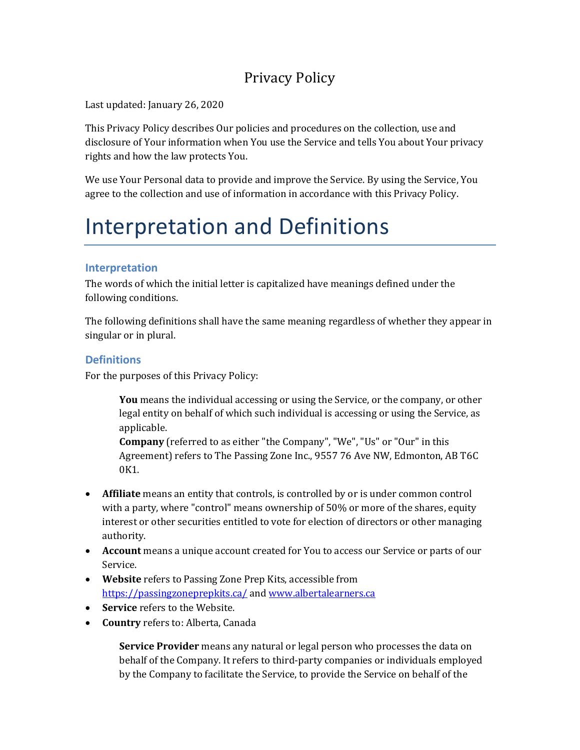# Privacy Policy

Last updated: January 26, 2020

This Privacy Policy describes Our policies and procedures on the collection, use and disclosure of Your information when You use the Service and tells You about Your privacy rights and how the law protects You.

We use Your Personal data to provide and improve the Service. By using the Service, You agree to the collection and use of information in accordance with this Privacy Policy.

# Interpretation and Definitions

## Interpretation

The words of which the initial letter is capitalized have meanings defined under the following conditions.

The following definitions shall have the same meaning regardless of whether they appear in singular or in plural.

## Definitions

For the purposes of this Privacy Policy:

> **You** means the individual accessing or using the Service, or the company, or other legal entity on behalf of which such individual is accessing or using the Service, as applicable.
> **Company** (referred to as either "the Company", "We", "Us" or "Our" in this Agreement) refers to The Passing Zone Inc., 9557 76 Ave NW, Edmonton, AB T6C 0K1.

- **Affiliate** means an entity that controls, is controlled by or is under common control with a party, where "control" means ownership of 50% or more of the shares, equity interest or other securities entitled to vote for election of directors or other managing authority.
- **Account** means a unique account created for You to access our Service or parts of our Service.
- **Website** refers to Passing Zone Prep Kits, accessible from https://passingzoneprepkits.ca/ and www.albertalearners.ca
- **Service** refers to the Website.
- **Country** refers to: Alberta, Canada

> **Service Provider** means any natural or legal person who processes the data on behalf of the Company. It refers to third-party companies or individuals employed by the Company to facilitate the Service, to provide the Service on behalf of the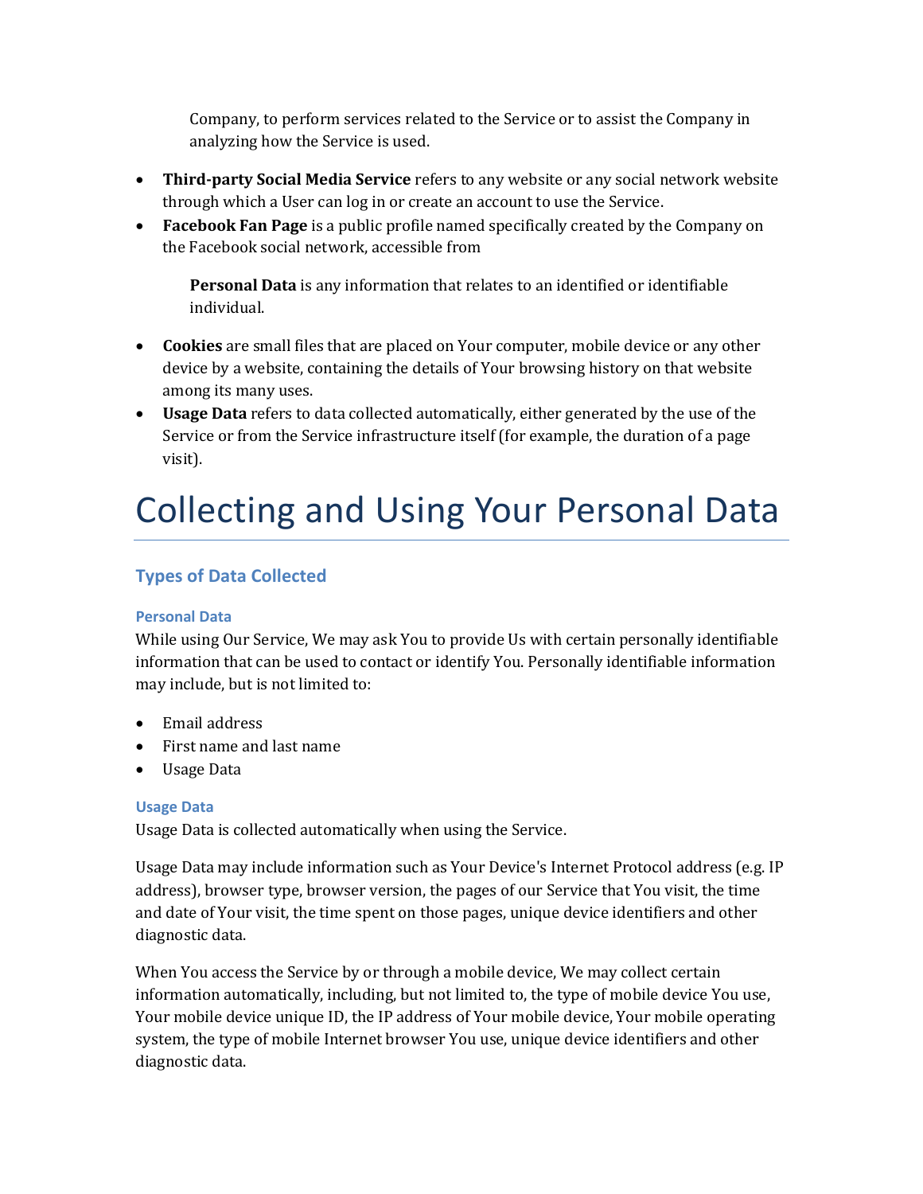Company, to perform services related to the Service or to assist the Company in analyzing how the Service is used.

- **Third-party Social Media Service** refers to any website or any social network website through which a User can log in or create an account to use the Service.
- **Facebook Fan Page** is a public profile named specifically created by the Company on the Facebook social network, accessible from

  **Personal Data** is any information that relates to an identified or identifiable individual.

- **Cookies** are small files that are placed on Your computer, mobile device or any other device by a website, containing the details of Your browsing history on that website among its many uses.
- **Usage Data** refers to data collected automatically, either generated by the use of the Service or from the Service infrastructure itself (for example, the duration of a page visit).

# Collecting and Using Your Personal Data

## Types of Data Collected

### Personal Data

While using Our Service, We may ask You to provide Us with certain personally identifiable information that can be used to contact or identify You. Personally identifiable information may include, but is not limited to:

- Email address
- First name and last name
- Usage Data

### Usage Data

Usage Data is collected automatically when using the Service.

Usage Data may include information such as Your Device's Internet Protocol address (e.g. IP address), browser type, browser version, the pages of our Service that You visit, the time and date of Your visit, the time spent on those pages, unique device identifiers and other diagnostic data.

When You access the Service by or through a mobile device, We may collect certain information automatically, including, but not limited to, the type of mobile device You use, Your mobile device unique ID, the IP address of Your mobile device, Your mobile operating system, the type of mobile Internet browser You use, unique device identifiers and other diagnostic data.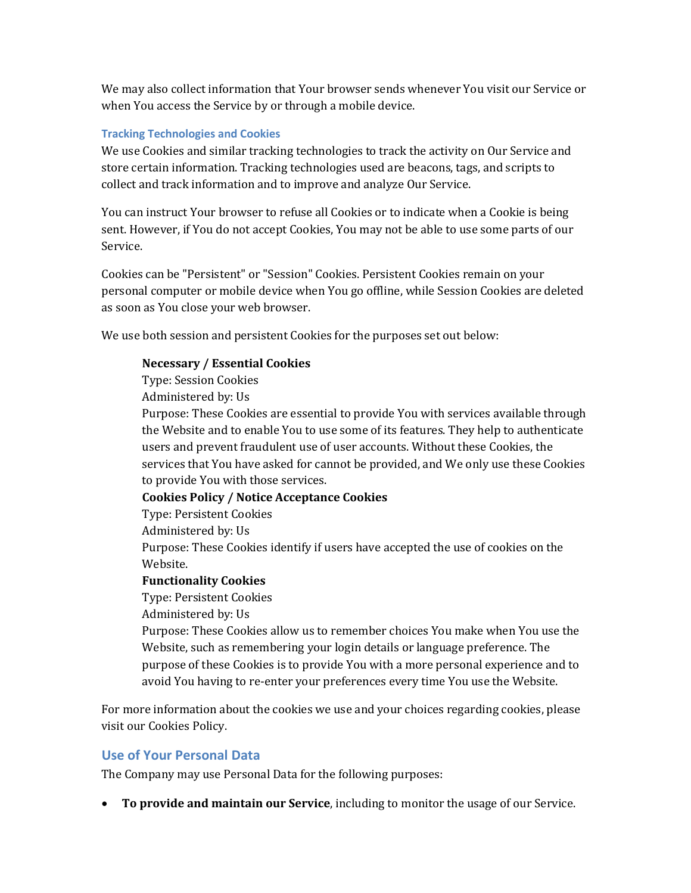We may also collect information that Your browser sends whenever You visit our Service or when You access the Service by or through a mobile device.

#### Tracking Technologies and Cookies

We use Cookies and similar tracking technologies to track the activity on Our Service and store certain information. Tracking technologies used are beacons, tags, and scripts to collect and track information and to improve and analyze Our Service.

You can instruct Your browser to refuse all Cookies or to indicate when a Cookie is being sent. However, if You do not accept Cookies, You may not be able to use some parts of our Service.

Cookies can be "Persistent" or "Session" Cookies. Persistent Cookies remain on your personal computer or mobile device when You go offline, while Session Cookies are deleted as soon as You close your web browser.

We use both session and persistent Cookies for the purposes set out below:

> **Necessary / Essential Cookies**
> Type: Session Cookies
> Administered by: Us
> Purpose: These Cookies are essential to provide You with services available through the Website and to enable You to use some of its features. They help to authenticate users and prevent fraudulent use of user accounts. Without these Cookies, the services that You have asked for cannot be provided, and We only use these Cookies to provide You with those services.
>
> **Cookies Policy / Notice Acceptance Cookies**
> Type: Persistent Cookies
> Administered by: Us
> Purpose: These Cookies identify if users have accepted the use of cookies on the Website.
>
> **Functionality Cookies**
> Type: Persistent Cookies
> Administered by: Us
> Purpose: These Cookies allow us to remember choices You make when You use the Website, such as remembering your login details or language preference. The purpose of these Cookies is to provide You with a more personal experience and to avoid You having to re-enter your preferences every time You use the Website.

For more information about the cookies we use and your choices regarding cookies, please visit our Cookies Policy.

### Use of Your Personal Data

The Company may use Personal Data for the following purposes:

- **To provide and maintain our Service**, including to monitor the usage of our Service.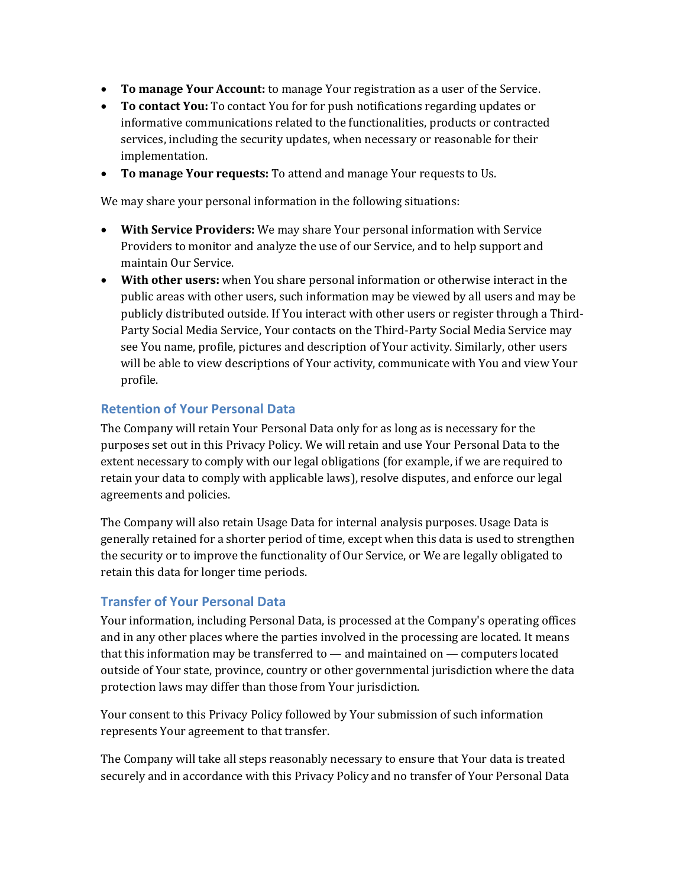- **To manage Your Account:** to manage Your registration as a user of the Service.
- **To contact You:** To contact You for for push notifications regarding updates or informative communications related to the functionalities, products or contracted services, including the security updates, when necessary or reasonable for their implementation.
- **To manage Your requests:** To attend and manage Your requests to Us.

We may share your personal information in the following situations:

- **With Service Providers:** We may share Your personal information with Service Providers to monitor and analyze the use of our Service, and to help support and maintain Our Service.
- **With other users:** when You share personal information or otherwise interact in the public areas with other users, such information may be viewed by all users and may be publicly distributed outside. If You interact with other users or register through a Third-Party Social Media Service, Your contacts on the Third-Party Social Media Service may see You name, profile, pictures and description of Your activity. Similarly, other users will be able to view descriptions of Your activity, communicate with You and view Your profile.

## Retention of Your Personal Data

The Company will retain Your Personal Data only for as long as is necessary for the purposes set out in this Privacy Policy. We will retain and use Your Personal Data to the extent necessary to comply with our legal obligations (for example, if we are required to retain your data to comply with applicable laws), resolve disputes, and enforce our legal agreements and policies.

The Company will also retain Usage Data for internal analysis purposes. Usage Data is generally retained for a shorter period of time, except when this data is used to strengthen the security or to improve the functionality of Our Service, or We are legally obligated to retain this data for longer time periods.

## Transfer of Your Personal Data

Your information, including Personal Data, is processed at the Company's operating offices and in any other places where the parties involved in the processing are located. It means that this information may be transferred to — and maintained on — computers located outside of Your state, province, country or other governmental jurisdiction where the data protection laws may differ than those from Your jurisdiction.

Your consent to this Privacy Policy followed by Your submission of such information represents Your agreement to that transfer.

The Company will take all steps reasonably necessary to ensure that Your data is treated securely and in accordance with this Privacy Policy and no transfer of Your Personal Data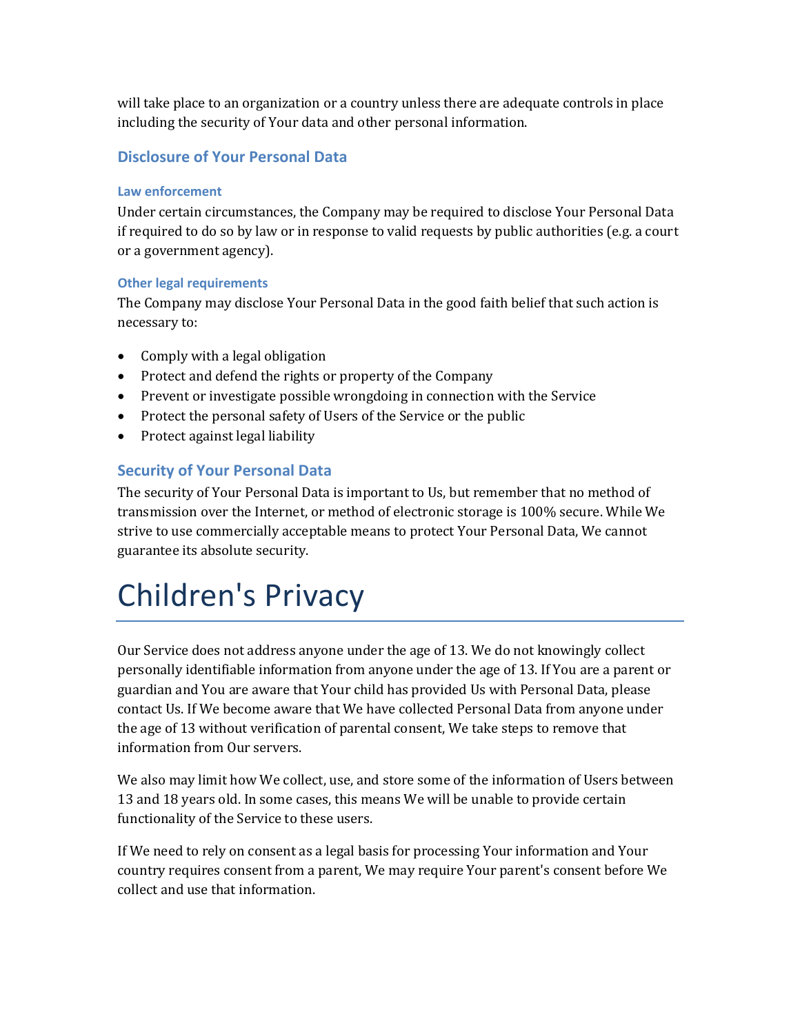will take place to an organization or a country unless there are adequate controls in place including the security of Your data and other personal information.

## Disclosure of Your Personal Data

### Law enforcement

Under certain circumstances, the Company may be required to disclose Your Personal Data if required to do so by law or in response to valid requests by public authorities (e.g. a court or a government agency).

### Other legal requirements

The Company may disclose Your Personal Data in the good faith belief that such action is necessary to:

- Comply with a legal obligation
- Protect and defend the rights or property of the Company
- Prevent or investigate possible wrongdoing in connection with the Service
- Protect the personal safety of Users of the Service or the public
- Protect against legal liability

## Security of Your Personal Data

The security of Your Personal Data is important to Us, but remember that no method of transmission over the Internet, or method of electronic storage is 100% secure. While We strive to use commercially acceptable means to protect Your Personal Data, We cannot guarantee its absolute security.

# Children's Privacy

Our Service does not address anyone under the age of 13. We do not knowingly collect personally identifiable information from anyone under the age of 13. If You are a parent or guardian and You are aware that Your child has provided Us with Personal Data, please contact Us. If We become aware that We have collected Personal Data from anyone under the age of 13 without verification of parental consent, We take steps to remove that information from Our servers.

We also may limit how We collect, use, and store some of the information of Users between 13 and 18 years old. In some cases, this means We will be unable to provide certain functionality of the Service to these users.

If We need to rely on consent as a legal basis for processing Your information and Your country requires consent from a parent, We may require Your parent's consent before We collect and use that information.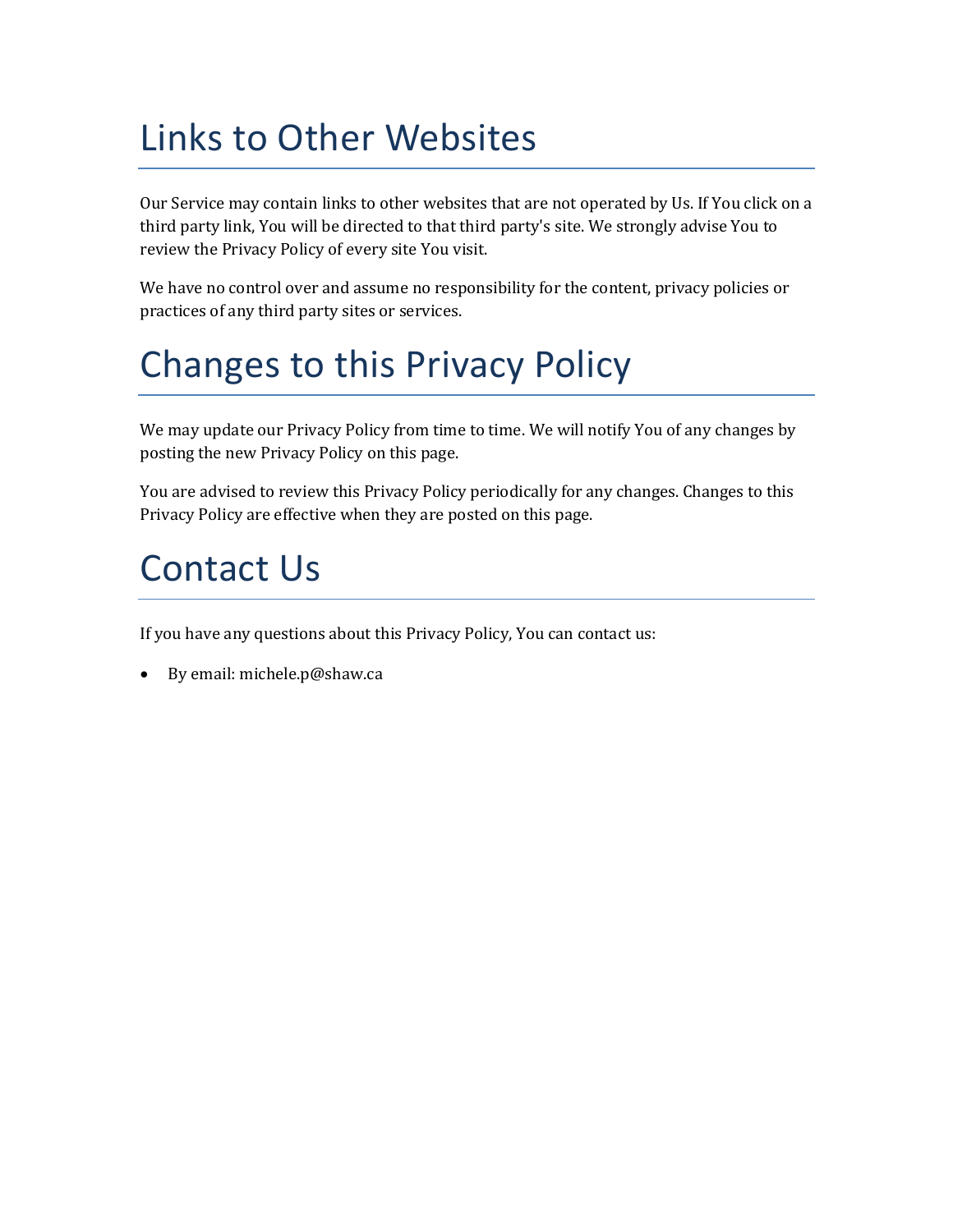# Links to Other Websites

Our Service may contain links to other websites that are not operated by Us. If You click on a third party link, You will be directed to that third party's site. We strongly advise You to review the Privacy Policy of every site You visit.

We have no control over and assume no responsibility for the content, privacy policies or practices of any third party sites or services.

# Changes to this Privacy Policy

We may update our Privacy Policy from time to time. We will notify You of any changes by posting the new Privacy Policy on this page.

You are advised to review this Privacy Policy periodically for any changes. Changes to this Privacy Policy are effective when they are posted on this page.

# Contact Us

If you have any questions about this Privacy Policy, You can contact us:

- By email: michele.p@shaw.ca